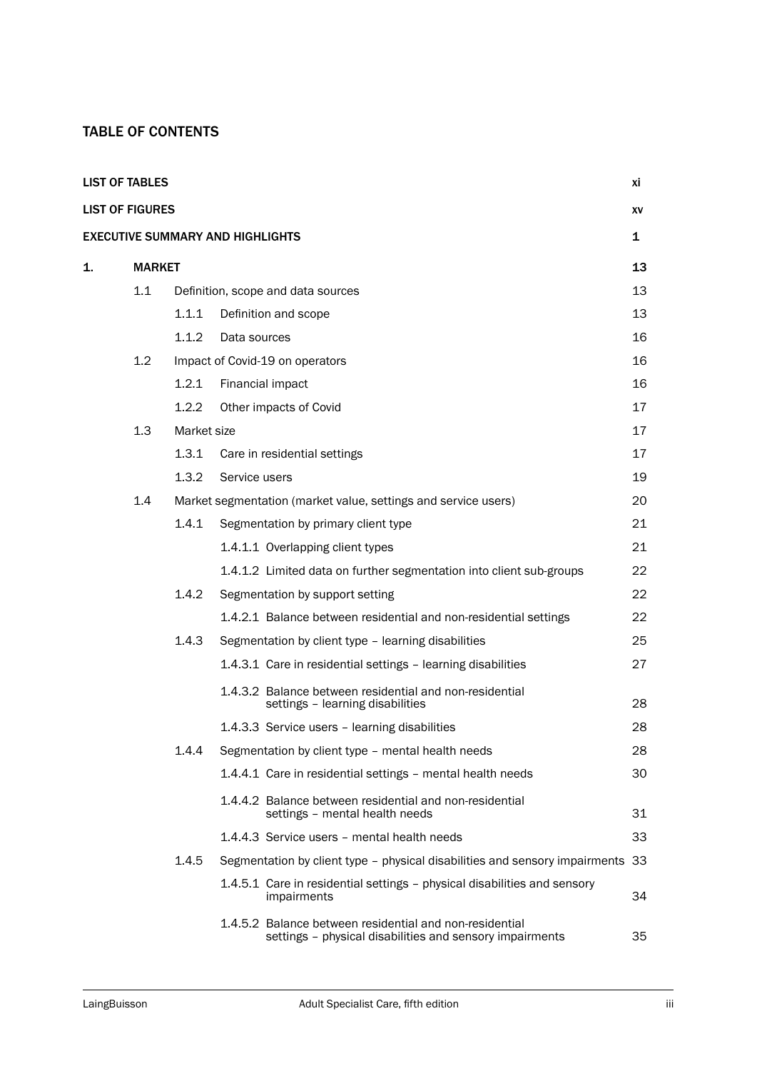## TABLE OF CONTENTS

| | | | | |
|---|---|---|---|---|
| **LIST OF TABLES** | | | | **xi** |
| **LIST OF FIGURES** | | | | **xv** |
| **EXECUTIVE SUMMARY AND HIGHLIGHTS** | | | | **1** |
| **1.** | **MARKET** | | | **13** |
| | 1.1 | Definition, scope and data sources | | 13 |
| | | 1.1.1 | Definition and scope | 13 |
| | | 1.1.2 | Data sources | 16 |
| | 1.2 | Impact of Covid-19 on operators | | 16 |
| | | 1.2.1 | Financial impact | 16 |
| | | 1.2.2 | Other impacts of Covid | 17 |
| | 1.3 | Market size | | 17 |
| | | 1.3.1 | Care in residential settings | 17 |
| | | 1.3.2 | Service users | 19 |
| | 1.4 | Market segmentation (market value, settings and service users) | | 20 |
| | | 1.4.1 | Segmentation by primary client type | 21 |
| | | | 1.4.1.1 Overlapping client types | 21 |
| | | | 1.4.1.2 Limited data on further segmentation into client sub-groups | 22 |
| | | 1.4.2 | Segmentation by support setting | 22 |
| | | | 1.4.2.1 Balance between residential and non-residential settings | 22 |
| | | 1.4.3 | Segmentation by client type – learning disabilities | 25 |
| | | | 1.4.3.1 Care in residential settings – learning disabilities | 27 |
| | | | 1.4.3.2 Balance between residential and non-residential settings – learning disabilities | 28 |
| | | | 1.4.3.3 Service users – learning disabilities | 28 |
| | | 1.4.4 | Segmentation by client type – mental health needs | 28 |
| | | | 1.4.4.1 Care in residential settings – mental health needs | 30 |
| | | | 1.4.4.2 Balance between residential and non-residential settings – mental health needs | 31 |
| | | | 1.4.4.3 Service users – mental health needs | 33 |
| | | 1.4.5 | Segmentation by client type – physical disabilities and sensory impairments | 33 |
| | | | 1.4.5.1 Care in residential settings – physical disabilities and sensory impairments | 34 |
| | | | 1.4.5.2 Balance between residential and non-residential settings – physical disabilities and sensory impairments | 35 |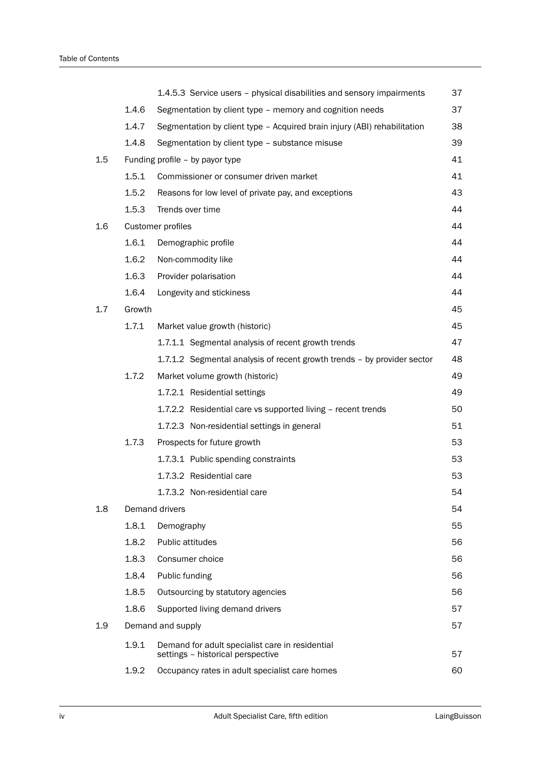| | | | |
|---|---|---|---|
| | | 1.4.5.3 Service users – physical disabilities and sensory impairments | 37 |
| | 1.4.6 | Segmentation by client type – memory and cognition needs | 37 |
| | 1.4.7 | Segmentation by client type – Acquired brain injury (ABI) rehabilitation | 38 |
| | 1.4.8 | Segmentation by client type – substance misuse | 39 |
| 1.5 | Funding profile – by payor type | | 41 |
| | 1.5.1 | Commissioner or consumer driven market | 41 |
| | 1.5.2 | Reasons for low level of private pay, and exceptions | 43 |
| | 1.5.3 | Trends over time | 44 |
| 1.6 | Customer profiles | | 44 |
| | 1.6.1 | Demographic profile | 44 |
| | 1.6.2 | Non-commodity like | 44 |
| | 1.6.3 | Provider polarisation | 44 |
| | 1.6.4 | Longevity and stickiness | 44 |
| 1.7 | Growth | | 45 |
| | 1.7.1 | Market value growth (historic) | 45 |
| | | 1.7.1.1 Segmental analysis of recent growth trends | 47 |
| | | 1.7.1.2 Segmental analysis of recent growth trends – by provider sector | 48 |
| | 1.7.2 | Market volume growth (historic) | 49 |
| | | 1.7.2.1 Residential settings | 49 |
| | | 1.7.2.2 Residential care vs supported living – recent trends | 50 |
| | | 1.7.2.3 Non-residential settings in general | 51 |
| | 1.7.3 | Prospects for future growth | 53 |
| | | 1.7.3.1 Public spending constraints | 53 |
| | | 1.7.3.2 Residential care | 53 |
| | | 1.7.3.2 Non-residential care | 54 |
| 1.8 | Demand drivers | | 54 |
| | 1.8.1 | Demography | 55 |
| | 1.8.2 | Public attitudes | 56 |
| | 1.8.3 | Consumer choice | 56 |
| | 1.8.4 | Public funding | 56 |
| | 1.8.5 | Outsourcing by statutory agencies | 56 |
| | 1.8.6 | Supported living demand drivers | 57 |
| 1.9 | Demand and supply | | 57 |
| | 1.9.1 | Demand for adult specialist care in residential settings – historical perspective | 57 |
| | 1.9.2 | Occupancy rates in adult specialist care homes | 60 |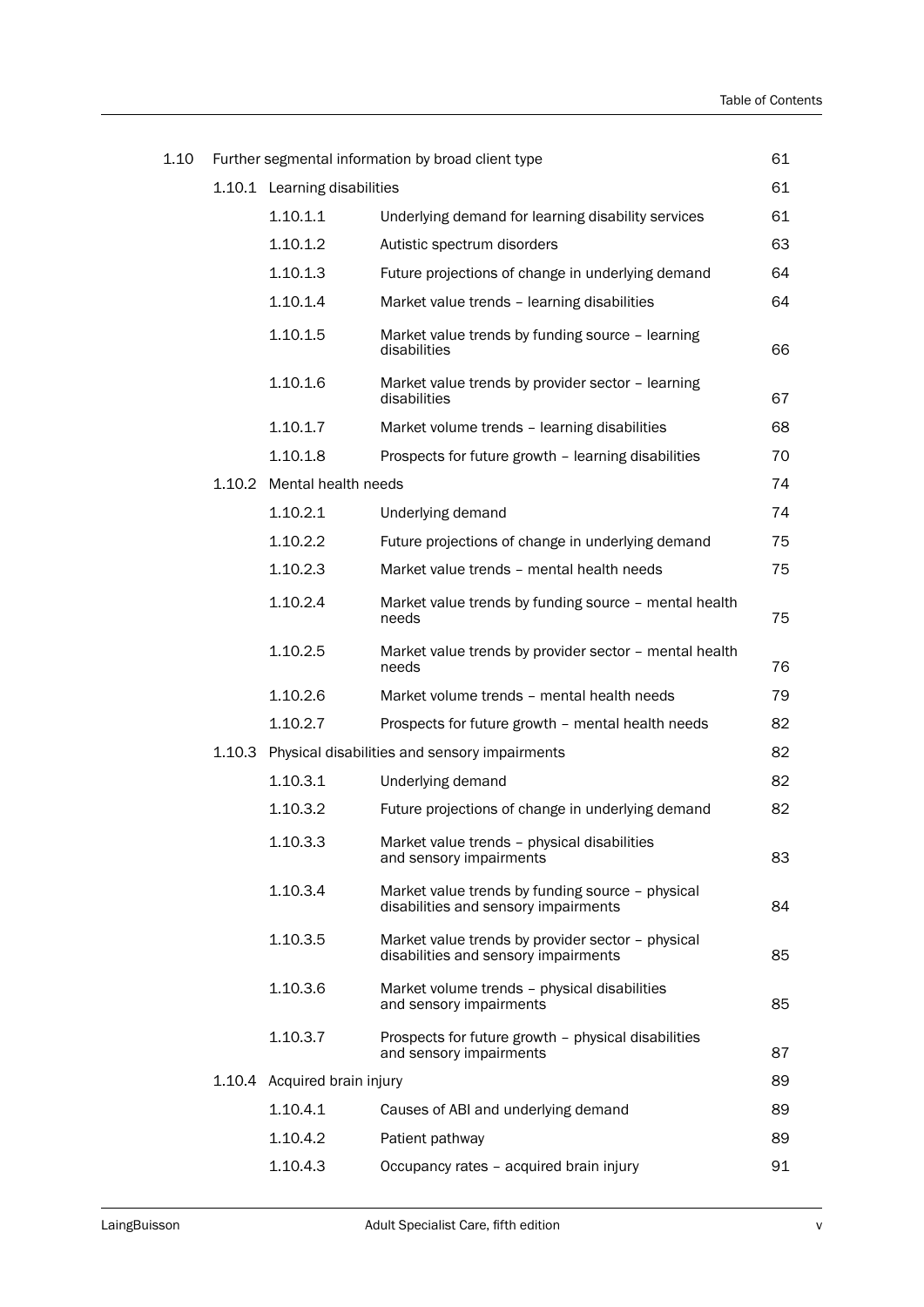| | | | |
|---|---|---|---|
| 1.10 | Further segmental information by broad client type | | 61 |
| | 1.10.1 Learning disabilities | | 61 |
| | 1.10.1.1 | Underlying demand for learning disability services | 61 |
| | 1.10.1.2 | Autistic spectrum disorders | 63 |
| | 1.10.1.3 | Future projections of change in underlying demand | 64 |
| | 1.10.1.4 | Market value trends – learning disabilities | 64 |
| | 1.10.1.5 | Market value trends by funding source – learning disabilities | 66 |
| | 1.10.1.6 | Market value trends by provider sector – learning disabilities | 67 |
| | 1.10.1.7 | Market volume trends – learning disabilities | 68 |
| | 1.10.1.8 | Prospects for future growth – learning disabilities | 70 |
| | 1.10.2 Mental health needs | | 74 |
| | 1.10.2.1 | Underlying demand | 74 |
| | 1.10.2.2 | Future projections of change in underlying demand | 75 |
| | 1.10.2.3 | Market value trends – mental health needs | 75 |
| | 1.10.2.4 | Market value trends by funding source – mental health needs | 75 |
| | 1.10.2.5 | Market value trends by provider sector – mental health needs | 76 |
| | 1.10.2.6 | Market volume trends – mental health needs | 79 |
| | 1.10.2.7 | Prospects for future growth – mental health needs | 82 |
| | 1.10.3 Physical disabilities and sensory impairments | | 82 |
| | 1.10.3.1 | Underlying demand | 82 |
| | 1.10.3.2 | Future projections of change in underlying demand | 82 |
| | 1.10.3.3 | Market value trends – physical disabilities and sensory impairments | 83 |
| | 1.10.3.4 | Market value trends by funding source – physical disabilities and sensory impairments | 84 |
| | 1.10.3.5 | Market value trends by provider sector – physical disabilities and sensory impairments | 85 |
| | 1.10.3.6 | Market volume trends – physical disabilities and sensory impairments | 85 |
| | 1.10.3.7 | Prospects for future growth – physical disabilities and sensory impairments | 87 |
| | 1.10.4 Acquired brain injury | | 89 |
| | 1.10.4.1 | Causes of ABI and underlying demand | 89 |
| | 1.10.4.2 | Patient pathway | 89 |
| | 1.10.4.3 | Occupancy rates – acquired brain injury | 91 |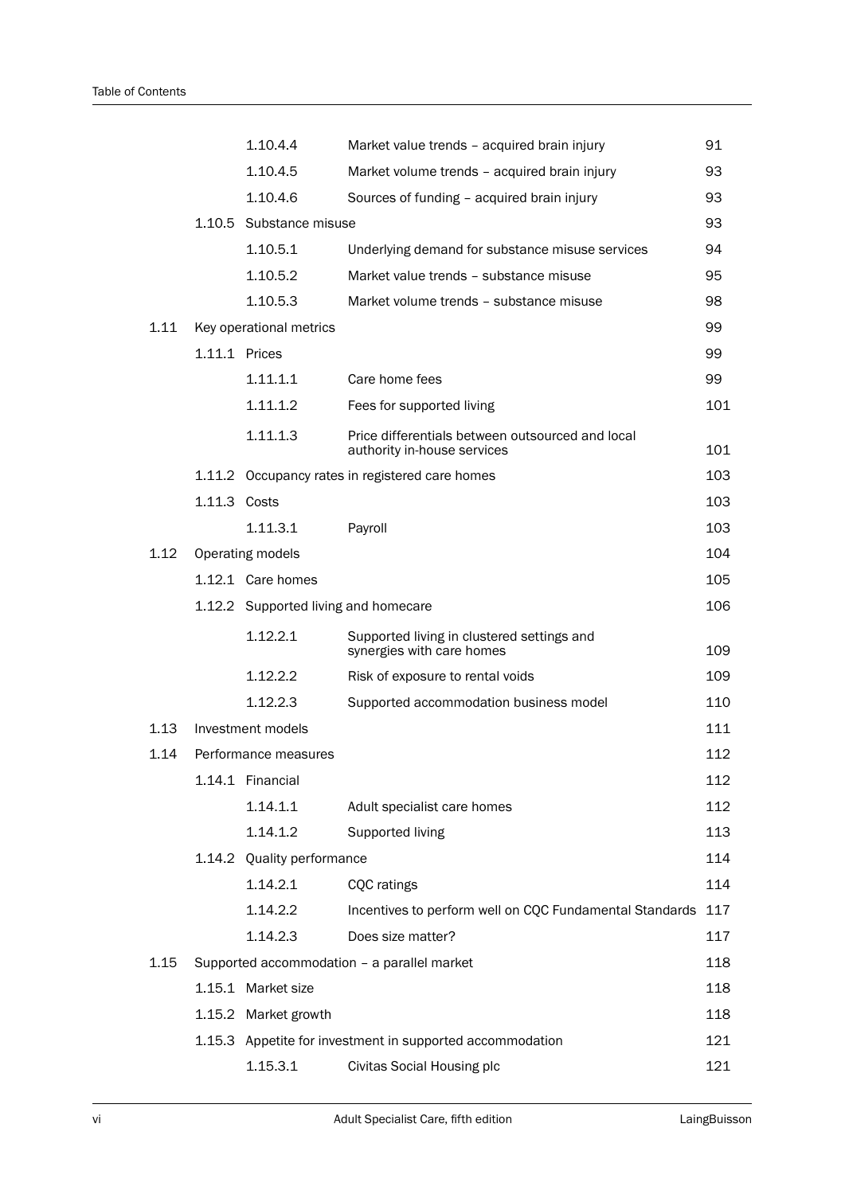| | | | |
|---|---|---|---|
| | 1.10.4.4 | Market value trends – acquired brain injury | 91 |
| | 1.10.4.5 | Market volume trends – acquired brain injury | 93 |
| | 1.10.4.6 | Sources of funding – acquired brain injury | 93 |
| | 1.10.5 | Substance misuse | 93 |
| | 1.10.5.1 | Underlying demand for substance misuse services | 94 |
| | 1.10.5.2 | Market value trends – substance misuse | 95 |
| | 1.10.5.3 | Market volume trends – substance misuse | 98 |
| 1.11 | Key operational metrics | | 99 |
| | 1.11.1 | Prices | 99 |
| | 1.11.1.1 | Care home fees | 99 |
| | 1.11.1.2 | Fees for supported living | 101 |
| | 1.11.1.3 | Price differentials between outsourced and local authority in-house services | 101 |
| | 1.11.2 | Occupancy rates in registered care homes | 103 |
| | 1.11.3 | Costs | 103 |
| | 1.11.3.1 | Payroll | 103 |
| 1.12 | Operating models | | 104 |
| | 1.12.1 | Care homes | 105 |
| | 1.12.2 | Supported living and homecare | 106 |
| | 1.12.2.1 | Supported living in clustered settings and synergies with care homes | 109 |
| | 1.12.2.2 | Risk of exposure to rental voids | 109 |
| | 1.12.2.3 | Supported accommodation business model | 110 |
| 1.13 | Investment models | | 111 |
| 1.14 | Performance measures | | 112 |
| | 1.14.1 | Financial | 112 |
| | 1.14.1.1 | Adult specialist care homes | 112 |
| | 1.14.1.2 | Supported living | 113 |
| | 1.14.2 | Quality performance | 114 |
| | 1.14.2.1 | CQC ratings | 114 |
| | 1.14.2.2 | Incentives to perform well on CQC Fundamental Standards | 117 |
| | 1.14.2.3 | Does size matter? | 117 |
| 1.15 | Supported accommodation – a parallel market | | 118 |
| | 1.15.1 | Market size | 118 |
| | 1.15.2 | Market growth | 118 |
| | 1.15.3 | Appetite for investment in supported accommodation | 121 |
| | 1.15.3.1 | Civitas Social Housing plc | 121 |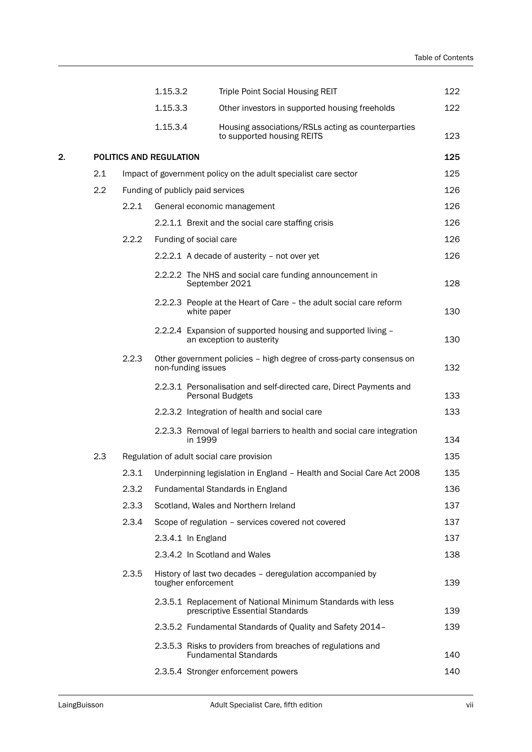| | | | | |
|---|---|---|---|---|
| | | 1.15.3.2 | Triple Point Social Housing REIT | 122 |
| | | 1.15.3.3 | Other investors in supported housing freeholds | 122 |
| | | 1.15.3.4 | Housing associations/RSLs acting as counterparties to supported housing REITS | 123 |
| **2.** | **POLITICS AND REGULATION** | | | **125** |
| | 2.1 | Impact of government policy on the adult specialist care sector | | 125 |
| | 2.2 | Funding of publicly paid services | | 126 |
| | | 2.2.1 | General economic management | 126 |
| | | | 2.2.1.1 Brexit and the social care staffing crisis | 126 |
| | | 2.2.2 | Funding of social care | 126 |
| | | | 2.2.2.1 A decade of austerity – not over yet | 126 |
| | | | 2.2.2.2 The NHS and social care funding announcement in September 2021 | 128 |
| | | | 2.2.2.3 People at the Heart of Care – the adult social care reform white paper | 130 |
| | | | 2.2.2.4 Expansion of supported housing and supported living – an exception to austerity | 130 |
| | | 2.2.3 | Other government policies – high degree of cross-party consensus on non-funding issues | 132 |
| | | | 2.2.3.1 Personalisation and self-directed care, Direct Payments and Personal Budgets | 133 |
| | | | 2.2.3.2 Integration of health and social care | 133 |
| | | | 2.2.3.3 Removal of legal barriers to health and social care integration in 1999 | 134 |
| | 2.3 | Regulation of adult social care provision | | 135 |
| | | 2.3.1 | Underpinning legislation in England – Health and Social Care Act 2008 | 135 |
| | | 2.3.2 | Fundamental Standards in England | 136 |
| | | 2.3.3 | Scotland, Wales and Northern Ireland | 137 |
| | | 2.3.4 | Scope of regulation – services covered not covered | 137 |
| | | | 2.3.4.1 In England | 137 |
| | | | 2.3.4.2 In Scotland and Wales | 138 |
| | | 2.3.5 | History of last two decades – deregulation accompanied by tougher enforcement | 139 |
| | | | 2.3.5.1 Replacement of National Minimum Standards with less prescriptive Essential Standards | 139 |
| | | | 2.3.5.2 Fundamental Standards of Quality and Safety 2014– | 139 |
| | | | 2.3.5.3 Risks to providers from breaches of regulations and Fundamental Standards | 140 |
| | | | 2.3.5.4 Stronger enforcement powers | 140 |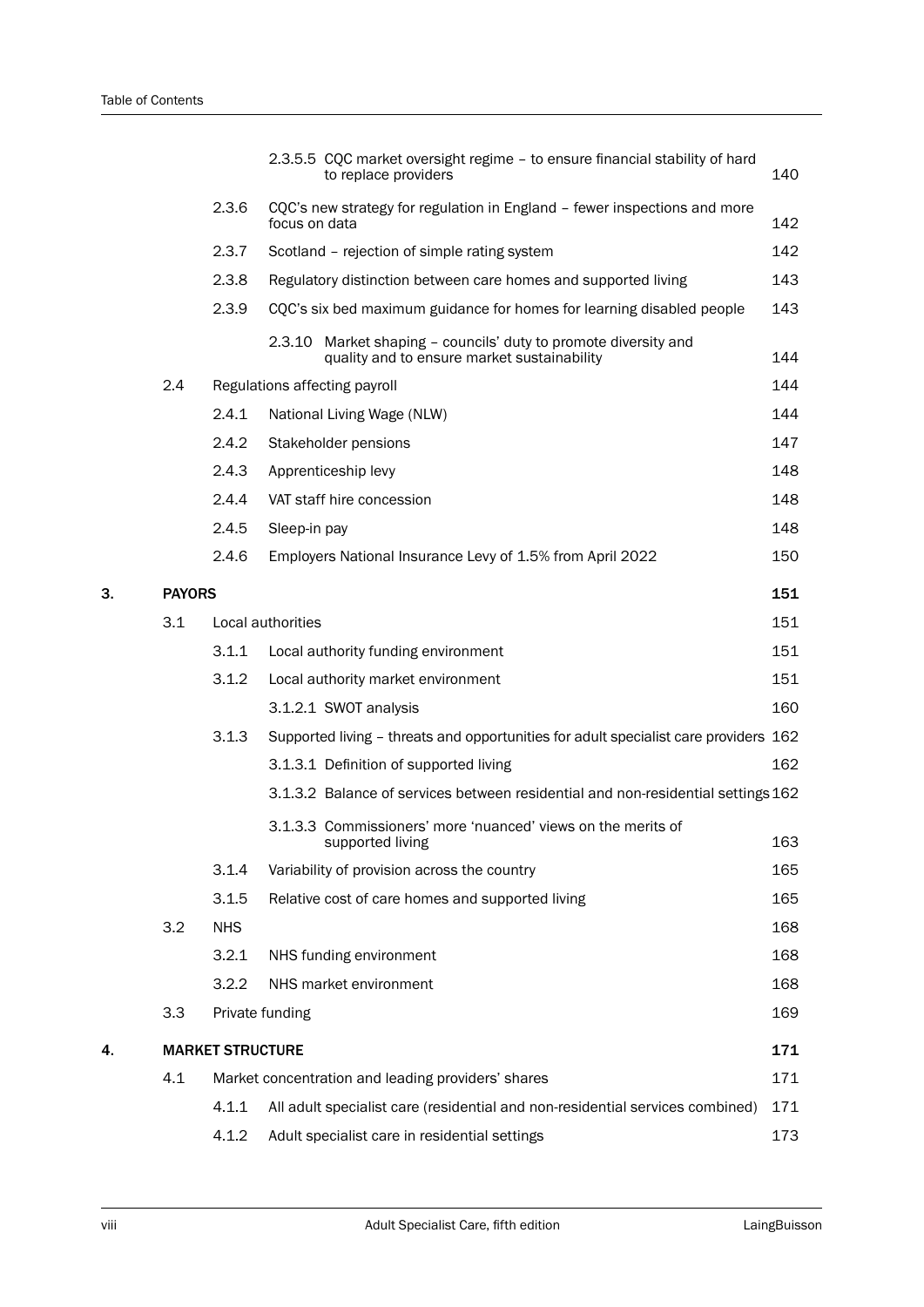| | | | |
|---|---|---|---|
| | | 2.3.5.5 CQC market oversight regime – to ensure financial stability of hard to replace providers | 140 |
| | 2.3.6 | CQC's new strategy for regulation in England – fewer inspections and more focus on data | 142 |
| | 2.3.7 | Scotland – rejection of simple rating system | 142 |
| | 2.3.8 | Regulatory distinction between care homes and supported living | 143 |
| | 2.3.9 | CQC's six bed maximum guidance for homes for learning disabled people | 143 |
| | | 2.3.10 Market shaping – councils' duty to promote diversity and quality and to ensure market sustainability | 144 |
| 2.4 | Regulations affecting payroll | | 144 |
| | 2.4.1 | National Living Wage (NLW) | 144 |
| | 2.4.2 | Stakeholder pensions | 147 |
| | 2.4.3 | Apprenticeship levy | 148 |
| | 2.4.4 | VAT staff hire concession | 148 |
| | 2.4.5 | Sleep-in pay | 148 |
| | 2.4.6 | Employers National Insurance Levy of 1.5% from April 2022 | 150 |

**3. PAYORS** — **151**

| | | | |
|---|---|---|---|
| 3.1 | Local authorities | | 151 |
| | 3.1.1 | Local authority funding environment | 151 |
| | 3.1.2 | Local authority market environment | 151 |
| | | 3.1.2.1 SWOT analysis | 160 |
| | 3.1.3 | Supported living – threats and opportunities for adult specialist care providers | 162 |
| | | 3.1.3.1 Definition of supported living | 162 |
| | | 3.1.3.2 Balance of services between residential and non-residential settings | 162 |
| | | 3.1.3.3 Commissioners' more 'nuanced' views on the merits of supported living | 163 |
| | 3.1.4 | Variability of provision across the country | 165 |
| | 3.1.5 | Relative cost of care homes and supported living | 165 |
| 3.2 | NHS | | 168 |
| | 3.2.1 | NHS funding environment | 168 |
| | 3.2.2 | NHS market environment | 168 |
| 3.3 | Private funding | | 169 |

**4. MARKET STRUCTURE** — **171**

| | | | |
|---|---|---|---|
| 4.1 | Market concentration and leading providers' shares | | 171 |
| | 4.1.1 | All adult specialist care (residential and non-residential services combined) | 171 |
| | 4.1.2 | Adult specialist care in residential settings | 173 |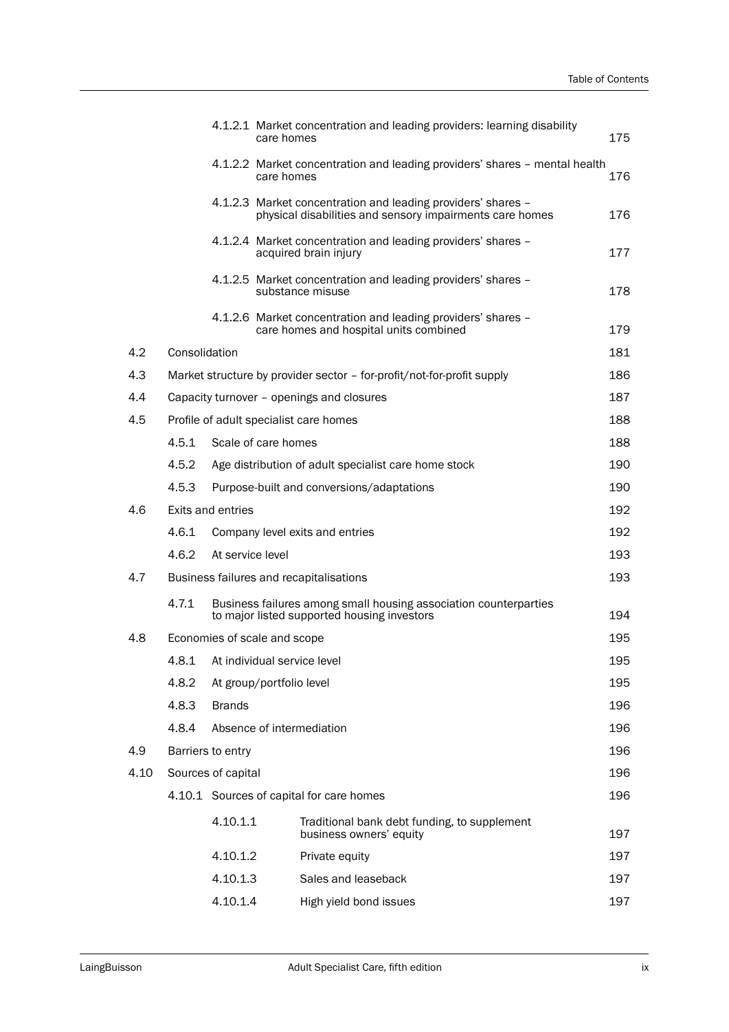| | | | |
|---|---|---|---|
| | | 4.1.2.1 Market concentration and leading providers: learning disability care homes | 175 |
| | | 4.1.2.2 Market concentration and leading providers' shares – mental health care homes | 176 |
| | | 4.1.2.3 Market concentration and leading providers' shares – physical disabilities and sensory impairments care homes | 176 |
| | | 4.1.2.4 Market concentration and leading providers' shares – acquired brain injury | 177 |
| | | 4.1.2.5 Market concentration and leading providers' shares – substance misuse | 178 |
| | | 4.1.2.6 Market concentration and leading providers' shares – care homes and hospital units combined | 179 |
| 4.2 | Consolidation | | 181 |
| 4.3 | Market structure by provider sector – for-profit/not-for-profit supply | | 186 |
| 4.4 | Capacity turnover – openings and closures | | 187 |
| 4.5 | Profile of adult specialist care homes | | 188 |
| | 4.5.1 | Scale of care homes | 188 |
| | 4.5.2 | Age distribution of adult specialist care home stock | 190 |
| | 4.5.3 | Purpose-built and conversions/adaptations | 190 |
| 4.6 | Exits and entries | | 192 |
| | 4.6.1 | Company level exits and entries | 192 |
| | 4.6.2 | At service level | 193 |
| 4.7 | Business failures and recapitalisations | | 193 |
| | 4.7.1 | Business failures among small housing association counterparties to major listed supported housing investors | 194 |
| 4.8 | Economies of scale and scope | | 195 |
| | 4.8.1 | At individual service level | 195 |
| | 4.8.2 | At group/portfolio level | 195 |
| | 4.8.3 | Brands | 196 |
| | 4.8.4 | Absence of intermediation | 196 |
| 4.9 | Barriers to entry | | 196 |
| 4.10 | Sources of capital | | 196 |
| | 4.10.1 | Sources of capital for care homes | 196 |
| | | 4.10.1.1 Traditional bank debt funding, to supplement business owners' equity | 197 |
| | | 4.10.1.2 Private equity | 197 |
| | | 4.10.1.3 Sales and leaseback | 197 |
| | | 4.10.1.4 High yield bond issues | 197 |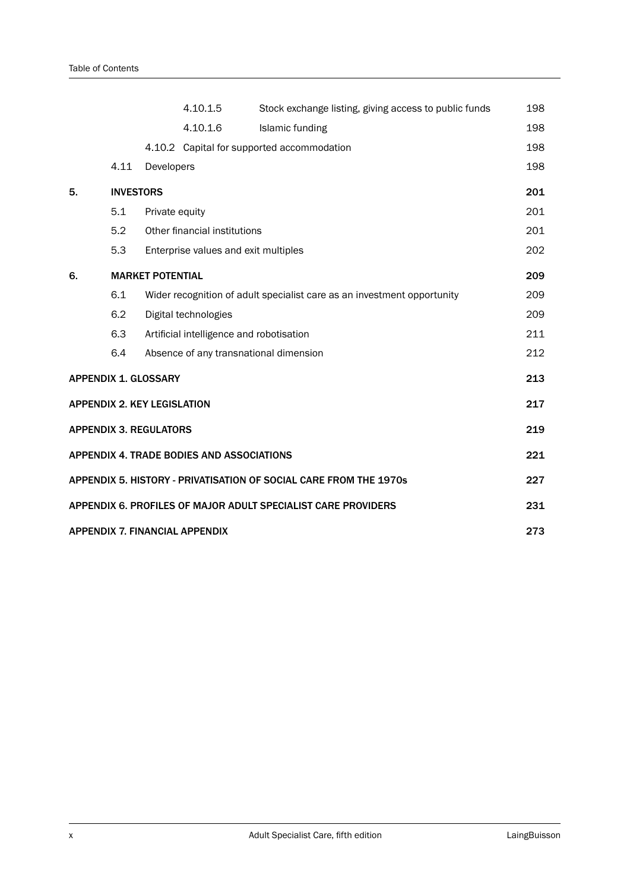| | | | |
|---|---|---|---|
| | | 4.10.1.5 Stock exchange listing, giving access to public funds | 198 |
| | | 4.10.1.6 Islamic funding | 198 |
| | | 4.10.2 Capital for supported accommodation | 198 |
| | 4.11 | Developers | 198 |
| **5.** | **INVESTORS** | | **201** |
| | 5.1 | Private equity | 201 |
| | 5.2 | Other financial institutions | 201 |
| | 5.3 | Enterprise values and exit multiples | 202 |
| **6.** | **MARKET POTENTIAL** | | **209** |
| | 6.1 | Wider recognition of adult specialist care as an investment opportunity | 209 |
| | 6.2 | Digital technologies | 209 |
| | 6.3 | Artificial intelligence and robotisation | 211 |
| | 6.4 | Absence of any transnational dimension | 212 |
| **APPENDIX 1. GLOSSARY** | | | **213** |
| **APPENDIX 2. KEY LEGISLATION** | | | **217** |
| **APPENDIX 3. REGULATORS** | | | **219** |
| **APPENDIX 4. TRADE BODIES AND ASSOCIATIONS** | | | **221** |
| **APPENDIX 5. HISTORY - PRIVATISATION OF SOCIAL CARE FROM THE 1970s** | | | **227** |
| **APPENDIX 6. PROFILES OF MAJOR ADULT SPECIALIST CARE PROVIDERS** | | | **231** |
| **APPENDIX 7. FINANCIAL APPENDIX** | | | **273** |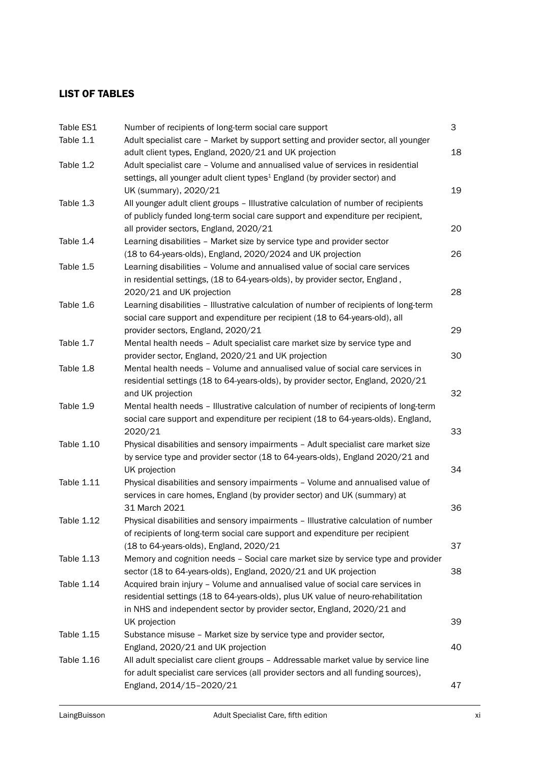## LIST OF TABLES

| | | |
|---|---|---|
| Table ES1 | Number of recipients of long-term social care support | 3 |
| Table 1.1 | Adult specialist care – Market by support setting and provider sector, all younger adult client types, England, 2020/21 and UK projection | 18 |
| Table 1.2 | Adult specialist care – Volume and annualised value of services in residential settings, all younger adult client types[1] England (by provider sector) and UK (summary), 2020/21 | 19 |
| Table 1.3 | All younger adult client groups – Illustrative calculation of number of recipients of publicly funded long-term social care support and expenditure per recipient, all provider sectors, England, 2020/21 | 20 |
| Table 1.4 | Learning disabilities – Market size by service type and provider sector (18 to 64-years-olds), England, 2020/2024 and UK projection | 26 |
| Table 1.5 | Learning disabilities – Volume and annualised value of social care services in residential settings, (18 to 64-years-olds), by provider sector, England , 2020/21 and UK projection | 28 |
| Table 1.6 | Learning disabilities – Illustrative calculation of number of recipients of long-term social care support and expenditure per recipient (18 to 64-years-old), all provider sectors, England, 2020/21 | 29 |
| Table 1.7 | Mental health needs – Adult specialist care market size by service type and provider sector, England, 2020/21 and UK projection | 30 |
| Table 1.8 | Mental health needs – Volume and annualised value of social care services in residential settings (18 to 64-years-olds), by provider sector, England, 2020/21 and UK projection | 32 |
| Table 1.9 | Mental health needs – Illustrative calculation of number of recipients of long-term social care support and expenditure per recipient (18 to 64-years-olds). England, 2020/21 | 33 |
| Table 1.10 | Physical disabilities and sensory impairments – Adult specialist care market size by service type and provider sector (18 to 64-years-olds), England 2020/21 and UK projection | 34 |
| Table 1.11 | Physical disabilities and sensory impairments – Volume and annualised value of services in care homes, England (by provider sector) and UK (summary) at 31 March 2021 | 36 |
| Table 1.12 | Physical disabilities and sensory impairments – Illustrative calculation of number of recipients of long-term social care support and expenditure per recipient (18 to 64-years-olds), England, 2020/21 | 37 |
| Table 1.13 | Memory and cognition needs – Social care market size by service type and provider sector (18 to 64-years-olds), England, 2020/21 and UK projection | 38 |
| Table 1.14 | Acquired brain injury – Volume and annualised value of social care services in residential settings (18 to 64-years-olds), plus UK value of neuro-rehabilitation in NHS and independent sector by provider sector, England, 2020/21 and UK projection | 39 |
| Table 1.15 | Substance misuse – Market size by service type and provider sector, England, 2020/21 and UK projection | 40 |
| Table 1.16 | All adult specialist care client groups – Addressable market value by service line for adult specialist care services (all provider sectors and all funding sources), England, 2014/15–2020/21 | 47 |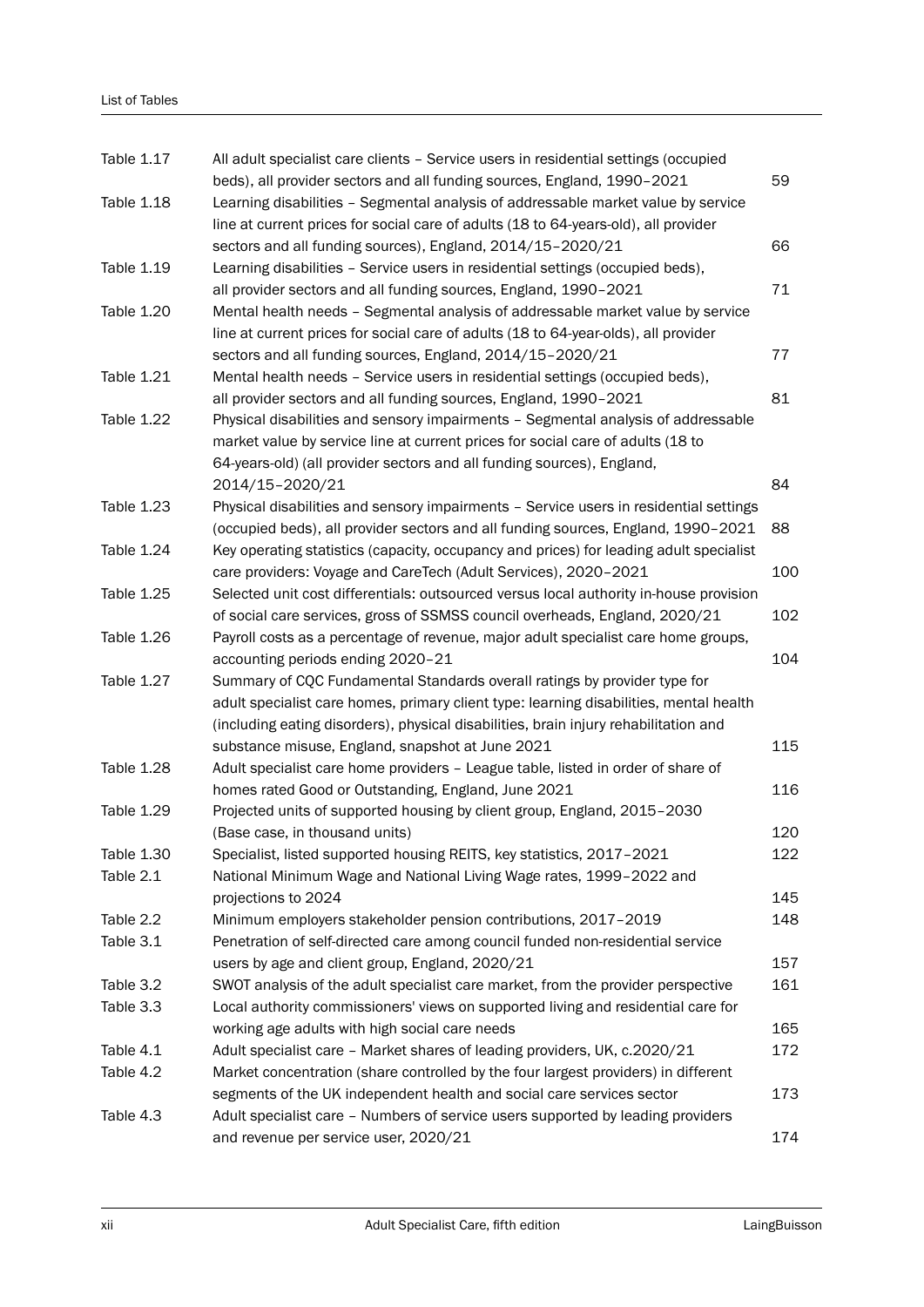| | | |
|---|---|---|
| Table 1.17 | All adult specialist care clients – Service users in residential settings (occupied beds), all provider sectors and all funding sources, England, 1990–2021 | 59 |
| Table 1.18 | Learning disabilities – Segmental analysis of addressable market value by service line at current prices for social care of adults (18 to 64-years-old), all provider sectors and all funding sources), England, 2014/15–2020/21 | 66 |
| Table 1.19 | Learning disabilities – Service users in residential settings (occupied beds), all provider sectors and all funding sources, England, 1990–2021 | 71 |
| Table 1.20 | Mental health needs – Segmental analysis of addressable market value by service line at current prices for social care of adults (18 to 64-year-olds), all provider sectors and all funding sources, England, 2014/15–2020/21 | 77 |
| Table 1.21 | Mental health needs – Service users in residential settings (occupied beds), all provider sectors and all funding sources, England, 1990–2021 | 81 |
| Table 1.22 | Physical disabilities and sensory impairments – Segmental analysis of addressable market value by service line at current prices for social care of adults (18 to 64-years-old) (all provider sectors and all funding sources), England, 2014/15–2020/21 | 84 |
| Table 1.23 | Physical disabilities and sensory impairments – Service users in residential settings (occupied beds), all provider sectors and all funding sources, England, 1990–2021 | 88 |
| Table 1.24 | Key operating statistics (capacity, occupancy and prices) for leading adult specialist care providers: Voyage and CareTech (Adult Services), 2020–2021 | 100 |
| Table 1.25 | Selected unit cost differentials: outsourced versus local authority in-house provision of social care services, gross of SSMSS council overheads, England, 2020/21 | 102 |
| Table 1.26 | Payroll costs as a percentage of revenue, major adult specialist care home groups, accounting periods ending 2020–21 | 104 |
| Table 1.27 | Summary of CQC Fundamental Standards overall ratings by provider type for adult specialist care homes, primary client type: learning disabilities, mental health (including eating disorders), physical disabilities, brain injury rehabilitation and substance misuse, England, snapshot at June 2021 | 115 |
| Table 1.28 | Adult specialist care home providers – League table, listed in order of share of homes rated Good or Outstanding, England, June 2021 | 116 |
| Table 1.29 | Projected units of supported housing by client group, England, 2015–2030 (Base case, in thousand units) | 120 |
| Table 1.30 | Specialist, listed supported housing REITS, key statistics, 2017–2021 | 122 |
| Table 2.1 | National Minimum Wage and National Living Wage rates, 1999–2022 and projections to 2024 | 145 |
| Table 2.2 | Minimum employers stakeholder pension contributions, 2017–2019 | 148 |
| Table 3.1 | Penetration of self-directed care among council funded non-residential service users by age and client group, England, 2020/21 | 157 |
| Table 3.2 | SWOT analysis of the adult specialist care market, from the provider perspective | 161 |
| Table 3.3 | Local authority commissioners' views on supported living and residential care for working age adults with high social care needs | 165 |
| Table 4.1 | Adult specialist care – Market shares of leading providers, UK, c.2020/21 | 172 |
| Table 4.2 | Market concentration (share controlled by the four largest providers) in different segments of the UK independent health and social care services sector | 173 |
| Table 4.3 | Adult specialist care – Numbers of service users supported by leading providers and revenue per service user, 2020/21 | 174 |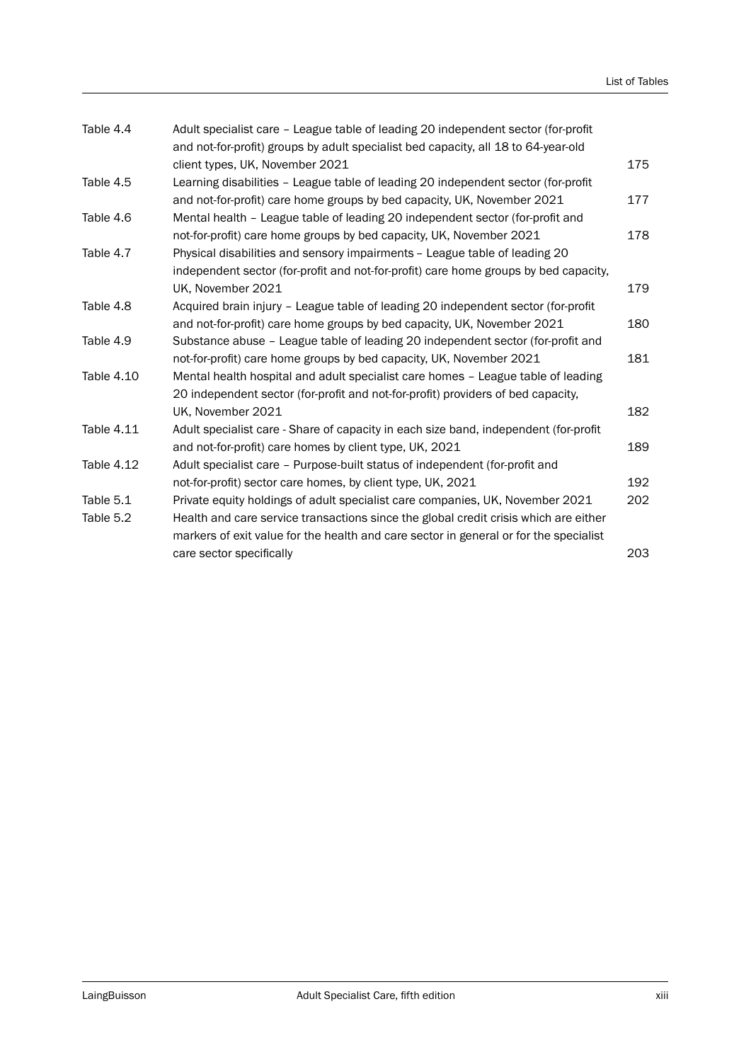| | | |
|---|---|---|
| Table 4.4 | Adult specialist care – League table of leading 20 independent sector (for-profit and not-for-profit) groups by adult specialist bed capacity, all 18 to 64-year-old client types, UK, November 2021 | 175 |
| Table 4.5 | Learning disabilities – League table of leading 20 independent sector (for-profit and not-for-profit) care home groups by bed capacity, UK, November 2021 | 177 |
| Table 4.6 | Mental health – League table of leading 20 independent sector (for-profit and not-for-profit) care home groups by bed capacity, UK, November 2021 | 178 |
| Table 4.7 | Physical disabilities and sensory impairments – League table of leading 20 independent sector (for-profit and not-for-profit) care home groups by bed capacity, UK, November 2021 | 179 |
| Table 4.8 | Acquired brain injury – League table of leading 20 independent sector (for-profit and not-for-profit) care home groups by bed capacity, UK, November 2021 | 180 |
| Table 4.9 | Substance abuse – League table of leading 20 independent sector (for-profit and not-for-profit) care home groups by bed capacity, UK, November 2021 | 181 |
| Table 4.10 | Mental health hospital and adult specialist care homes – League table of leading 20 independent sector (for-profit and not-for-profit) providers of bed capacity, UK, November 2021 | 182 |
| Table 4.11 | Adult specialist care - Share of capacity in each size band, independent (for-profit and not-for-profit) care homes by client type, UK, 2021 | 189 |
| Table 4.12 | Adult specialist care – Purpose-built status of independent (for-profit and not-for-profit) sector care homes, by client type, UK, 2021 | 192 |
| Table 5.1 | Private equity holdings of adult specialist care companies, UK, November 2021 | 202 |
| Table 5.2 | Health and care service transactions since the global credit crisis which are either markers of exit value for the health and care sector in general or for the specialist care sector specifically | 203 |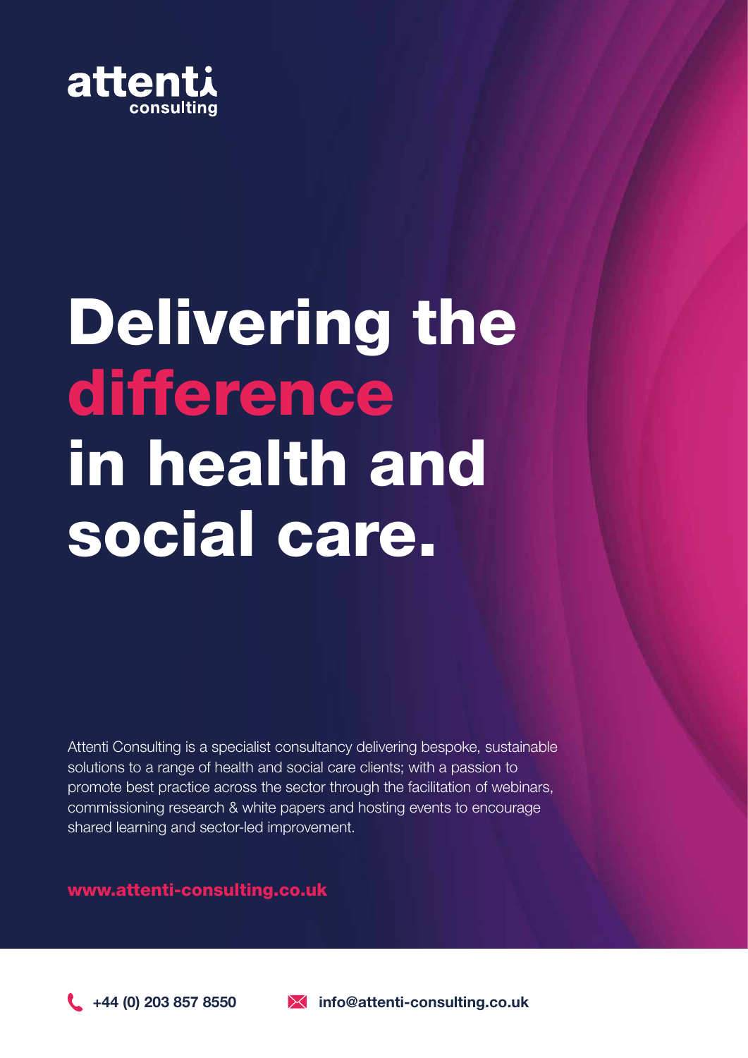attenti consulting

# Delivering the difference in health and social care.

Attenti Consulting is a specialist consultancy delivering bespoke, sustainable solutions to a range of health and social care clients; with a passion to promote best practice across the sector through the facilitation of webinars, commissioning research & white papers and hosting events to encourage shared learning and sector-led improvement.

**www.attenti-consulting.co.uk**

**+44 (0) 203 857 8550**

**info@attenti-consulting.co.uk**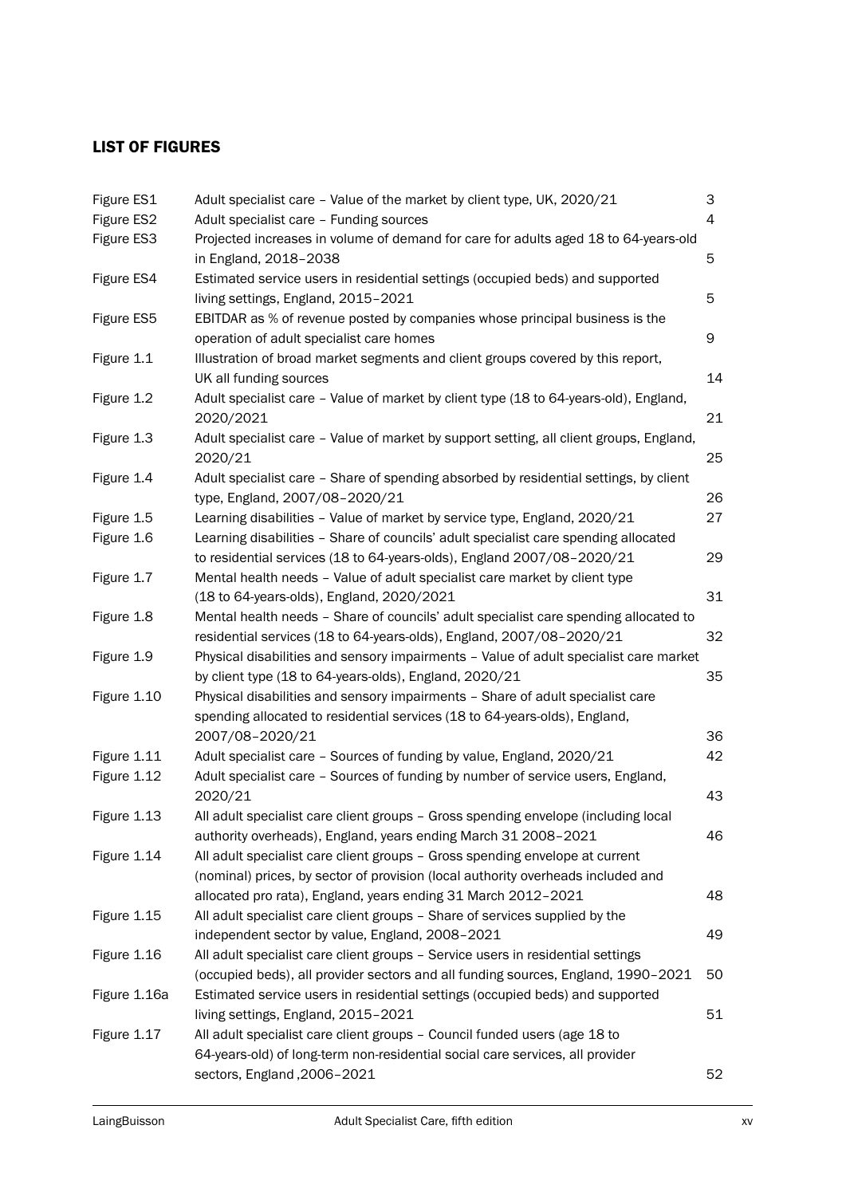## LIST OF FIGURES

| | | |
|---|---|---|
| Figure ES1 | Adult specialist care – Value of the market by client type, UK, 2020/21 | 3 |
| Figure ES2 | Adult specialist care – Funding sources | 4 |
| Figure ES3 | Projected increases in volume of demand for care for adults aged 18 to 64-years-old in England, 2018–2038 | 5 |
| Figure ES4 | Estimated service users in residential settings (occupied beds) and supported living settings, England, 2015–2021 | 5 |
| Figure ES5 | EBITDAR as % of revenue posted by companies whose principal business is the operation of adult specialist care homes | 9 |
| Figure 1.1 | Illustration of broad market segments and client groups covered by this report, UK all funding sources | 14 |
| Figure 1.2 | Adult specialist care – Value of market by client type (18 to 64-years-old), England, 2020/2021 | 21 |
| Figure 1.3 | Adult specialist care – Value of market by support setting, all client groups, England, 2020/21 | 25 |
| Figure 1.4 | Adult specialist care – Share of spending absorbed by residential settings, by client type, England, 2007/08–2020/21 | 26 |
| Figure 1.5 | Learning disabilities – Value of market by service type, England, 2020/21 | 27 |
| Figure 1.6 | Learning disabilities – Share of councils' adult specialist care spending allocated to residential services (18 to 64-years-olds), England 2007/08–2020/21 | 29 |
| Figure 1.7 | Mental health needs – Value of adult specialist care market by client type (18 to 64-years-olds), England, 2020/2021 | 31 |
| Figure 1.8 | Mental health needs – Share of councils' adult specialist care spending allocated to residential services (18 to 64-years-olds), England, 2007/08–2020/21 | 32 |
| Figure 1.9 | Physical disabilities and sensory impairments – Value of adult specialist care market by client type (18 to 64-years-olds), England, 2020/21 | 35 |
| Figure 1.10 | Physical disabilities and sensory impairments – Share of adult specialist care spending allocated to residential services (18 to 64-years-olds), England, 2007/08–2020/21 | 36 |
| Figure 1.11 | Adult specialist care – Sources of funding by value, England, 2020/21 | 42 |
| Figure 1.12 | Adult specialist care – Sources of funding by number of service users, England, 2020/21 | 43 |
| Figure 1.13 | All adult specialist care client groups – Gross spending envelope (including local authority overheads), England, years ending March 31 2008–2021 | 46 |
| Figure 1.14 | All adult specialist care client groups – Gross spending envelope at current (nominal) prices, by sector of provision (local authority overheads included and allocated pro rata), England, years ending 31 March 2012–2021 | 48 |
| Figure 1.15 | All adult specialist care client groups – Share of services supplied by the independent sector by value, England, 2008–2021 | 49 |
| Figure 1.16 | All adult specialist care client groups – Service users in residential settings (occupied beds), all provider sectors and all funding sources, England, 1990–2021 | 50 |
| Figure 1.16a | Estimated service users in residential settings (occupied beds) and supported living settings, England, 2015–2021 | 51 |
| Figure 1.17 | All adult specialist care client groups – Council funded users (age 18 to 64-years-old) of long-term non-residential social care services, all provider sectors, England ,2006–2021 | 52 |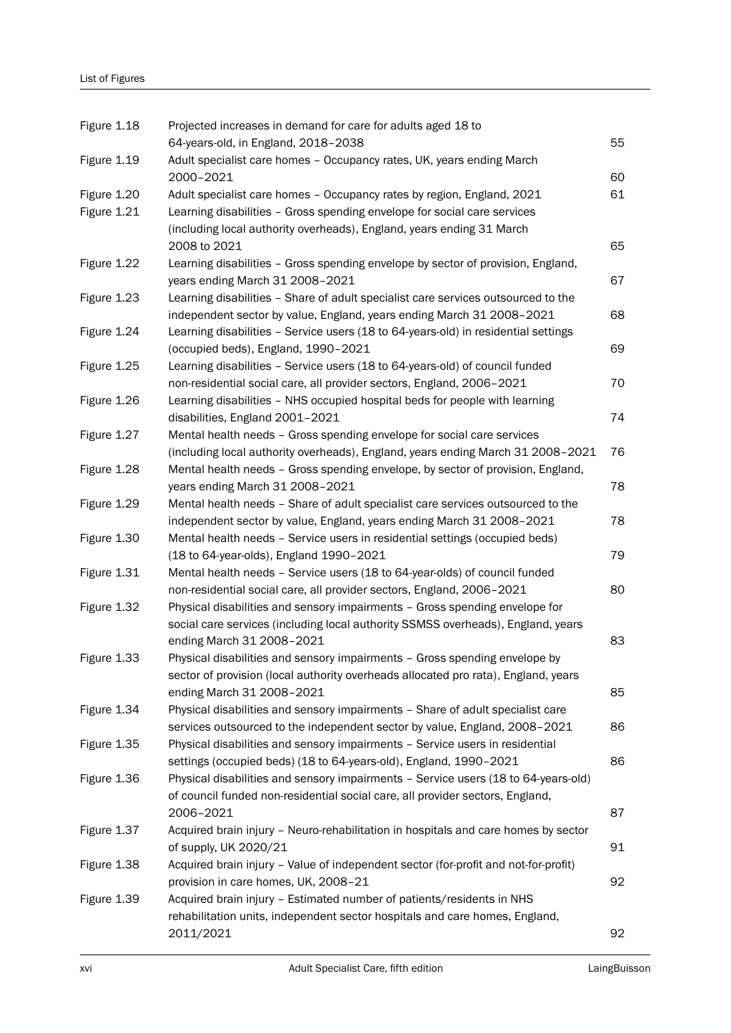| | | |
|---|---|---|
| Figure 1.18 | Projected increases in demand for care for adults aged 18 to 64-years-old, in England, 2018–2038 | 55 |
| Figure 1.19 | Adult specialist care homes – Occupancy rates, UK, years ending March 2000–2021 | 60 |
| Figure 1.20 | Adult specialist care homes – Occupancy rates by region, England, 2021 | 61 |
| Figure 1.21 | Learning disabilities – Gross spending envelope for social care services (including local authority overheads), England, years ending 31 March 2008 to 2021 | 65 |
| Figure 1.22 | Learning disabilities – Gross spending envelope by sector of provision, England, years ending March 31 2008–2021 | 67 |
| Figure 1.23 | Learning disabilities – Share of adult specialist care services outsourced to the independent sector by value, England, years ending March 31 2008–2021 | 68 |
| Figure 1.24 | Learning disabilities – Service users (18 to 64-years-old) in residential settings (occupied beds), England, 1990–2021 | 69 |
| Figure 1.25 | Learning disabilities – Service users (18 to 64-years-old) of council funded non-residential social care, all provider sectors, England, 2006–2021 | 70 |
| Figure 1.26 | Learning disabilities – NHS occupied hospital beds for people with learning disabilities, England 2001–2021 | 74 |
| Figure 1.27 | Mental health needs – Gross spending envelope for social care services (including local authority overheads), England, years ending March 31 2008–2021 | 76 |
| Figure 1.28 | Mental health needs – Gross spending envelope, by sector of provision, England, years ending March 31 2008–2021 | 78 |
| Figure 1.29 | Mental health needs – Share of adult specialist care services outsourced to the independent sector by value, England, years ending March 31 2008–2021 | 78 |
| Figure 1.30 | Mental health needs – Service users in residential settings (occupied beds) (18 to 64-year-olds), England 1990–2021 | 79 |
| Figure 1.31 | Mental health needs – Service users (18 to 64-year-olds) of council funded non-residential social care, all provider sectors, England, 2006–2021 | 80 |
| Figure 1.32 | Physical disabilities and sensory impairments – Gross spending envelope for social care services (including local authority SSMSS overheads), England, years ending March 31 2008–2021 | 83 |
| Figure 1.33 | Physical disabilities and sensory impairments – Gross spending envelope by sector of provision (local authority overheads allocated pro rata), England, years ending March 31 2008–2021 | 85 |
| Figure 1.34 | Physical disabilities and sensory impairments – Share of adult specialist care services outsourced to the independent sector by value, England, 2008–2021 | 86 |
| Figure 1.35 | Physical disabilities and sensory impairments – Service users in residential settings (occupied beds) (18 to 64-years-old), England, 1990–2021 | 86 |
| Figure 1.36 | Physical disabilities and sensory impairments – Service users (18 to 64-years-old) of council funded non-residential social care, all provider sectors, England, 2006–2021 | 87 |
| Figure 1.37 | Acquired brain injury – Neuro-rehabilitation in hospitals and care homes by sector of supply, UK 2020/21 | 91 |
| Figure 1.38 | Acquired brain injury – Value of independent sector (for-profit and not-for-profit) provision in care homes, UK, 2008–21 | 92 |
| Figure 1.39 | Acquired brain injury – Estimated number of patients/residents in NHS rehabilitation units, independent sector hospitals and care homes, England, 2011/2021 | 92 |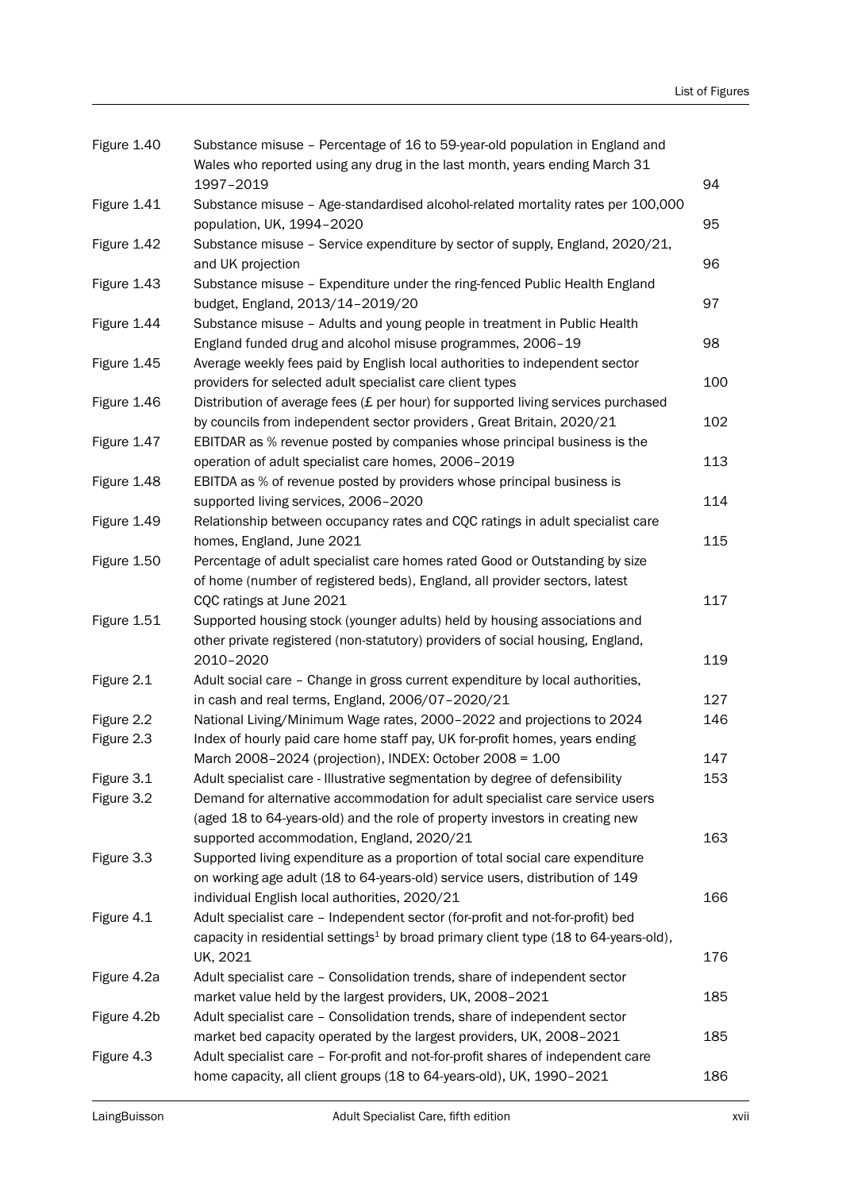| | | |
|---|---|---|
| Figure 1.40 | Substance misuse – Percentage of 16 to 59-year-old population in England and Wales who reported using any drug in the last month, years ending March 31 1997–2019 | 94 |
| Figure 1.41 | Substance misuse – Age-standardised alcohol-related mortality rates per 100,000 population, UK, 1994–2020 | 95 |
| Figure 1.42 | Substance misuse – Service expenditure by sector of supply, England, 2020/21, and UK projection | 96 |
| Figure 1.43 | Substance misuse – Expenditure under the ring-fenced Public Health England budget, England, 2013/14–2019/20 | 97 |
| Figure 1.44 | Substance misuse – Adults and young people in treatment in Public Health England funded drug and alcohol misuse programmes, 2006–19 | 98 |
| Figure 1.45 | Average weekly fees paid by English local authorities to independent sector providers for selected adult specialist care client types | 100 |
| Figure 1.46 | Distribution of average fees (£ per hour) for supported living services purchased by councils from independent sector providers , Great Britain, 2020/21 | 102 |
| Figure 1.47 | EBITDAR as % revenue posted by companies whose principal business is the operation of adult specialist care homes, 2006–2019 | 113 |
| Figure 1.48 | EBITDA as % of revenue posted by providers whose principal business is supported living services, 2006–2020 | 114 |
| Figure 1.49 | Relationship between occupancy rates and CQC ratings in adult specialist care homes, England, June 2021 | 115 |
| Figure 1.50 | Percentage of adult specialist care homes rated Good or Outstanding by size of home (number of registered beds), England, all provider sectors, latest CQC ratings at June 2021 | 117 |
| Figure 1.51 | Supported housing stock (younger adults) held by housing associations and other private registered (non-statutory) providers of social housing, England, 2010–2020 | 119 |
| Figure 2.1 | Adult social care – Change in gross current expenditure by local authorities, in cash and real terms, England, 2006/07–2020/21 | 127 |
| Figure 2.2 | National Living/Minimum Wage rates, 2000–2022 and projections to 2024 | 146 |
| Figure 2.3 | Index of hourly paid care home staff pay, UK for-profit homes, years ending March 2008–2024 (projection), INDEX: October 2008 = 1.00 | 147 |
| Figure 3.1 | Adult specialist care - Illustrative segmentation by degree of defensibility | 153 |
| Figure 3.2 | Demand for alternative accommodation for adult specialist care service users (aged 18 to 64-years-old) and the role of property investors in creating new supported accommodation, England, 2020/21 | 163 |
| Figure 3.3 | Supported living expenditure as a proportion of total social care expenditure on working age adult (18 to 64-years-old) service users, distribution of 149 individual English local authorities, 2020/21 | 166 |
| Figure 4.1 | Adult specialist care – Independent sector (for-profit and not-for-profit) bed capacity in residential settings[1] by broad primary client type (18 to 64-years-old), UK, 2021 | 176 |
| Figure 4.2a | Adult specialist care – Consolidation trends, share of independent sector market value held by the largest providers, UK, 2008–2021 | 185 |
| Figure 4.2b | Adult specialist care – Consolidation trends, share of independent sector market bed capacity operated by the largest providers, UK, 2008–2021 | 185 |
| Figure 4.3 | Adult specialist care – For-profit and not-for-profit shares of independent care home capacity, all client groups (18 to 64-years-old), UK, 1990–2021 | 186 |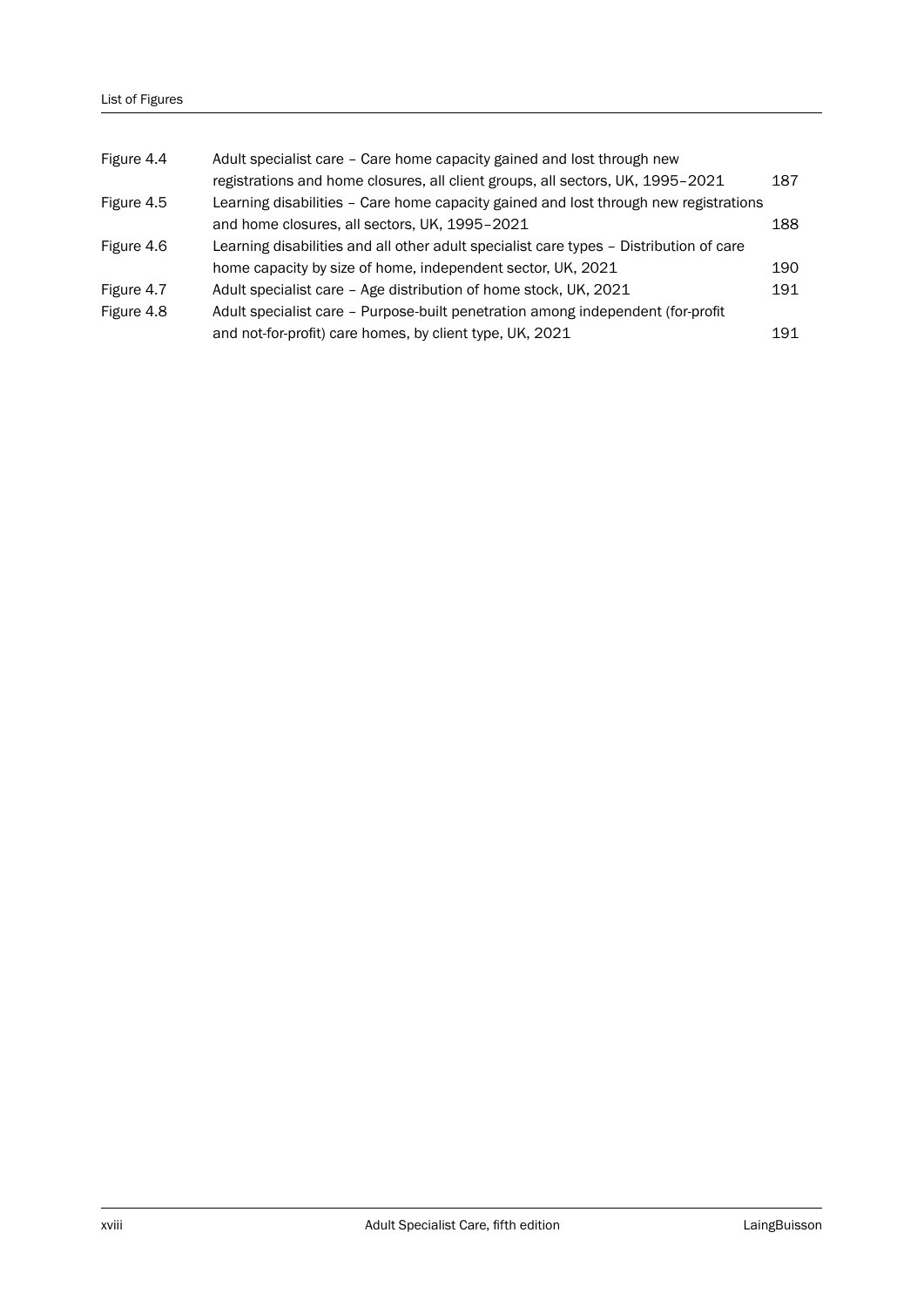| | | |
|---|---|---|
| Figure 4.4 | Adult specialist care – Care home capacity gained and lost through new registrations and home closures, all client groups, all sectors, UK, 1995–2021 | 187 |
| Figure 4.5 | Learning disabilities – Care home capacity gained and lost through new registrations and home closures, all sectors, UK, 1995–2021 | 188 |
| Figure 4.6 | Learning disabilities and all other adult specialist care types – Distribution of care home capacity by size of home, independent sector, UK, 2021 | 190 |
| Figure 4.7 | Adult specialist care – Age distribution of home stock, UK, 2021 | 191 |
| Figure 4.8 | Adult specialist care – Purpose-built penetration among independent (for-profit and not-for-profit) care homes, by client type, UK, 2021 | 191 |